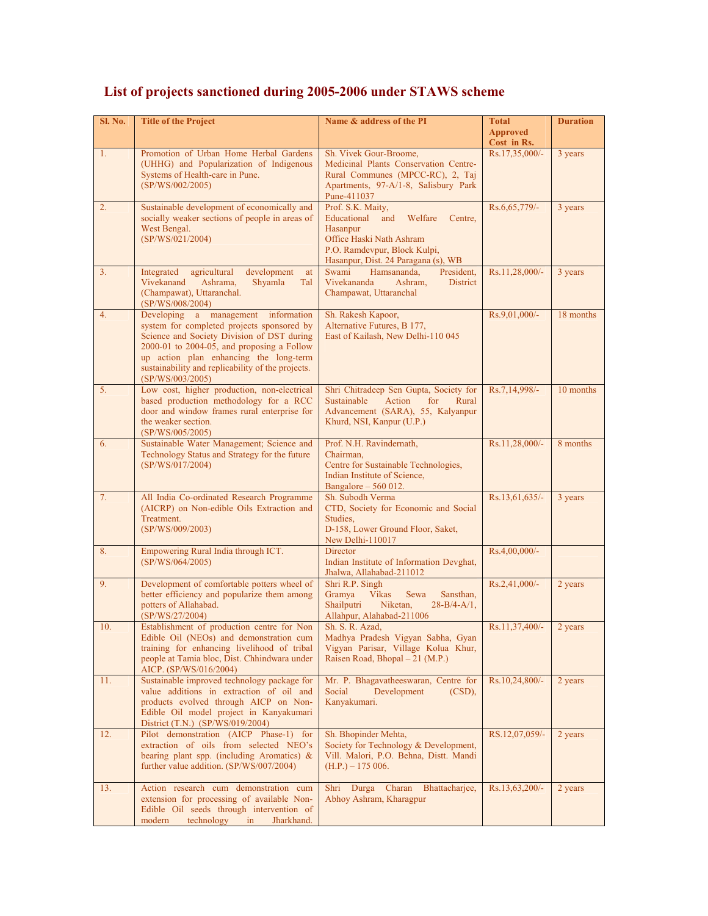# List of projects sanctioned during 2005-2006 under STAWS scheme

| Sl. No. | Title of the Project | Name & address of the PI | Total Approved Cost in Rs. | Duration |
|---|---|---|---|---|
| 1. | Promotion of Urban Home Herbal Gardens (UHHG) and Popularization of Indigenous Systems of Health-care in Pune. (SP/WS/002/2005) | Sh. Vivek Gour-Broome, Medicinal Plants Conservation Centre-Rural Communes (MPCC-RC), 2, Taj Apartments, 97-A/1-8, Salisbury Park Pune-411037 | Rs.17,35,000/- | 3 years |
| 2. | Sustainable development of economically and socially weaker sections of people in areas of West Bengal. (SP/WS/021/2004) | Prof. S.K. Maity, Educational and Welfare Centre, Hasanpur Office Haski Nath Ashram P.O. Ramdevpur, Block Kulpi, Hasanpur, Dist. 24 Paragana (s), WB | Rs.6,65,779/- | 3 years |
| 3. | Integrated agricultural development at Vivekanand Ashrama, Shyamla Tal (Champawat), Uttaranchal. (SP/WS/008/2004) | Swami Hamsananda, President, Vivekananda Ashram, District Champawat, Uttaranchal | Rs.11,28,000/- | 3 years |
| 4. | Developing a management information system for completed projects sponsored by Science and Society Division of DST during 2000-01 to 2004-05, and proposing a Follow up action plan enhancing the long-term sustainability and replicability of the projects. (SP/WS/003/2005) | Sh. Rakesh Kapoor, Alternative Futures, B 177, East of Kailash, New Delhi-110 045 | Rs.9,01,000/- | 18 months |
| 5. | Low cost, higher production, non-electrical based production methodology for a RCC door and window frames rural enterprise for the weaker section. (SP/WS/005/2005) | Shri Chitradeep Sen Gupta, Society for Sustainable Action for Rural Advancement (SARA), 55, Kalyanpur Khurd, NSI, Kanpur (U.P.) | Rs.7,14,998/- | 10 months |
| 6. | Sustainable Water Management; Science and Technology Status and Strategy for the future (SP/WS/017/2004) | Prof. N.H. Ravindernath, Chairman, Centre for Sustainable Technologies, Indian Institute of Science, Bangalore – 560 012. | Rs.11,28,000/- | 8 months |
| 7. | All India Co-ordinated Research Programme (AICRP) on Non-edible Oils Extraction and Treatment. (SP/WS/009/2003) | Sh. Subodh Verma CTD, Society for Economic and Social Studies, D-158, Lower Ground Floor, Saket, New Delhi-110017 | Rs.13,61,635/- | 3 years |
| 8. | Empowering Rural India through ICT. (SP/WS/064/2005) | Director Indian Institute of Information Devghat, Jhalwa, Allahabad-211012 | Rs.4,00,000/- | |
| 9. | Development of comfortable potters wheel of better efficiency and popularize them among potters of Allahabad. (SP/WS/27/2004) | Shri R.P. Singh Gramya Vikas Sewa Sansthan, Shailputri Niketan, 28-B/4-A/1, Allahpur, Alahabad-211006 | Rs.2,41,000/- | 2 years |
| 10. | Establishment of production centre for Non Edible Oil (NEOs) and demonstration cum training for enhancing livelihood of tribal people at Tamia bloc, Dist. Chhindwara under AICP. (SP/WS/016/2004) | Sh. S. R. Azad, Madhya Pradesh Vigyan Sabha, Gyan Vigyan Parisar, Village Kolua Khur, Raisen Road, Bhopal – 21 (M.P.) | Rs.11,37,400/- | 2 years |
| 11. | Sustainable improved technology package for value additions in extraction of oil and products evolved through AICP on Non-Edible Oil model project in Kanyakumari District (T.N.) (SP/WS/019/2004) | Mr. P. Bhagavatheeswaran, Centre for Social Development (CSD), Kanyakumari. | Rs.10,24,800/- | 2 years |
| 12. | Pilot demonstration (AICP Phase-1) for extraction of oils from selected NEO's bearing plant spp. (including Aromatics) & further value addition. (SP/WS/007/2004) | Sh. Bhopinder Mehta, Society for Technology & Development, Vill. Malori, P.O. Behna, Distt. Mandi (H.P.) – 175 006. | RS.12,07,059/- | 2 years |
| 13. | Action research cum demonstration cum extension for processing of available Non-Edible Oil seeds through intervention of modern technology in Jharkhand. | Shri Durga Charan Bhattacharjee, Abhoy Ashram, Kharagpur | Rs.13,63,200/- | 2 years |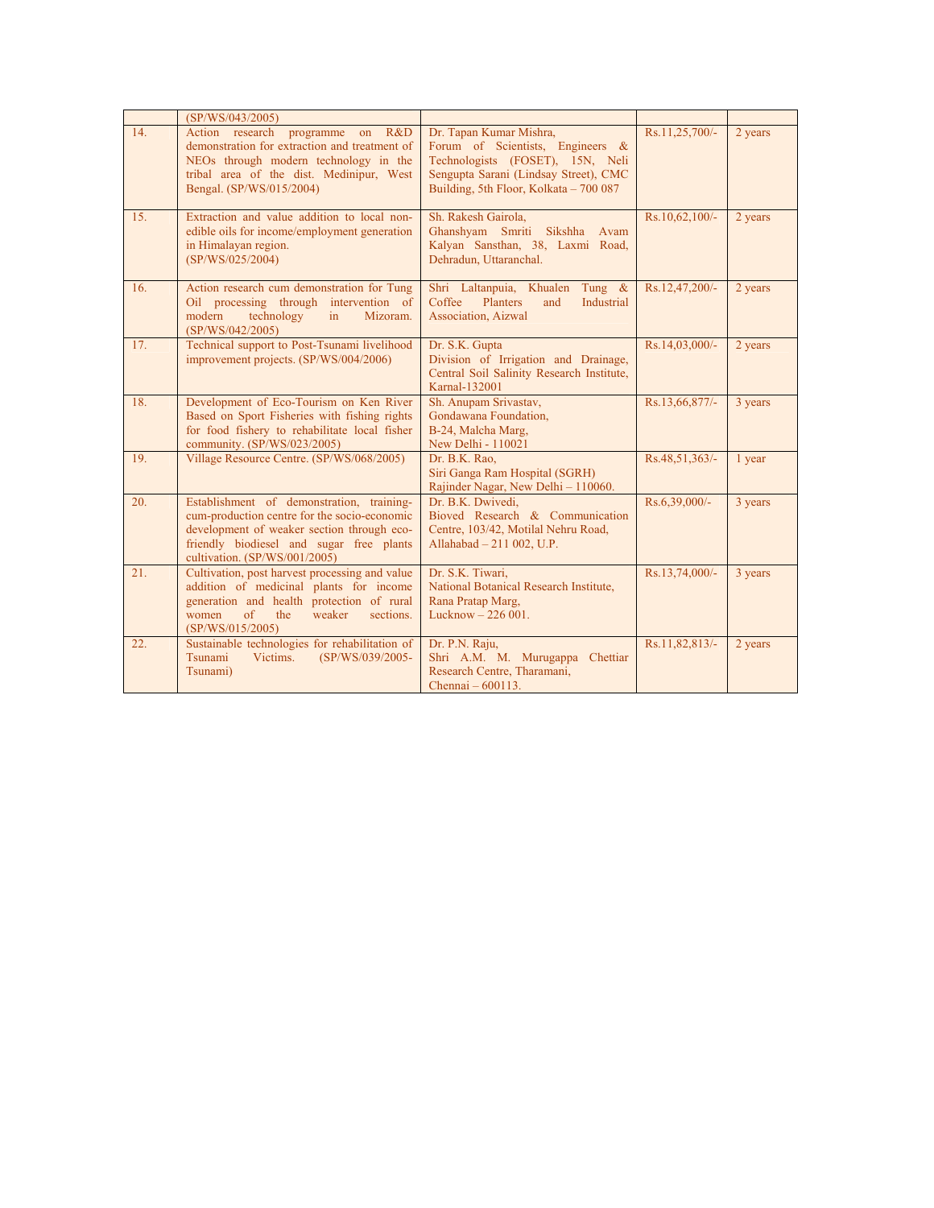| | | | | |
|---|---|---|---|---|
| | (SP/WS/043/2005) | | | |
| 14. | Action research programme on R&D demonstration for extraction and treatment of NEOs through modern technology in the tribal area of the dist. Medinipur, West Bengal. (SP/WS/015/2004) | Dr. Tapan Kumar Mishra, Forum of Scientists, Engineers & Technologists (FOSET), 15N, Neli Sengupta Sarani (Lindsay Street), CMC Building, 5th Floor, Kolkata – 700 087 | Rs.11,25,700/- | 2 years |
| 15. | Extraction and value addition to local non-edible oils for income/employment generation in Himalayan region. (SP/WS/025/2004) | Sh. Rakesh Gairola, Ghanshyam Smriti Sikshha Avam Kalyan Sansthan, 38, Laxmi Road, Dehradun, Uttaranchal. | Rs.10,62,100/- | 2 years |
| 16. | Action research cum demonstration for Tung Oil processing through intervention of modern technology in Mizoram. (SP/WS/042/2005) | Shri Laltanpuia, Khualen Tung & Coffee Planters and Industrial Association, Aizwal | Rs.12,47,200/- | 2 years |
| 17. | Technical support to Post-Tsunami livelihood improvement projects. (SP/WS/004/2006) | Dr. S.K. Gupta Division of Irrigation and Drainage, Central Soil Salinity Research Institute, Karnal-132001 | Rs.14,03,000/- | 2 years |
| 18. | Development of Eco-Tourism on Ken River Based on Sport Fisheries with fishing rights for food fishery to rehabilitate local fisher community. (SP/WS/023/2005) | Sh. Anupam Srivastav, Gondawana Foundation, B-24, Malcha Marg, New Delhi - 110021 | Rs.13,66,877/- | 3 years |
| 19. | Village Resource Centre. (SP/WS/068/2005) | Dr. B.K. Rao, Siri Ganga Ram Hospital (SGRH) Rajinder Nagar, New Delhi – 110060. | Rs.48,51,363/- | 1 year |
| 20. | Establishment of demonstration, training-cum-production centre for the socio-economic development of weaker section through eco-friendly biodiesel and sugar free plants cultivation. (SP/WS/001/2005) | Dr. B.K. Dwivedi, Bioved Research & Communication Centre, 103/42, Motilal Nehru Road, Allahabad – 211 002, U.P. | Rs.6,39,000/- | 3 years |
| 21. | Cultivation, post harvest processing and value addition of medicinal plants for income generation and health protection of rural women of the weaker sections. (SP/WS/015/2005) | Dr. S.K. Tiwari, National Botanical Research Institute, Rana Pratap Marg, Lucknow – 226 001. | Rs.13,74,000/- | 3 years |
| 22. | Sustainable technologies for rehabilitation of Tsunami Victims. (SP/WS/039/2005-Tsunami) | Dr. P.N. Raju, Shri A.M. M. Murugappa Chettiar Research Centre, Tharamani, Chennai – 600113. | Rs.11,82,813/- | 2 years |